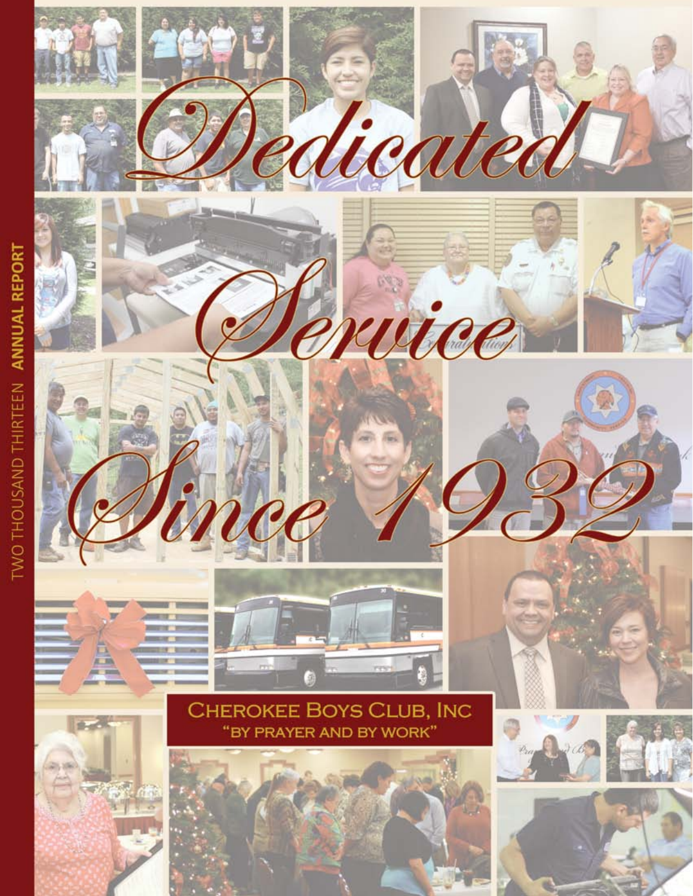TWO THOUSAND THIRTEEN **ANNUAL REPORT**

# *Dedicated Service Since 1932*

## CHEROKEE BOYS CLUB, INC

"BY PRAYER AND BY WORK"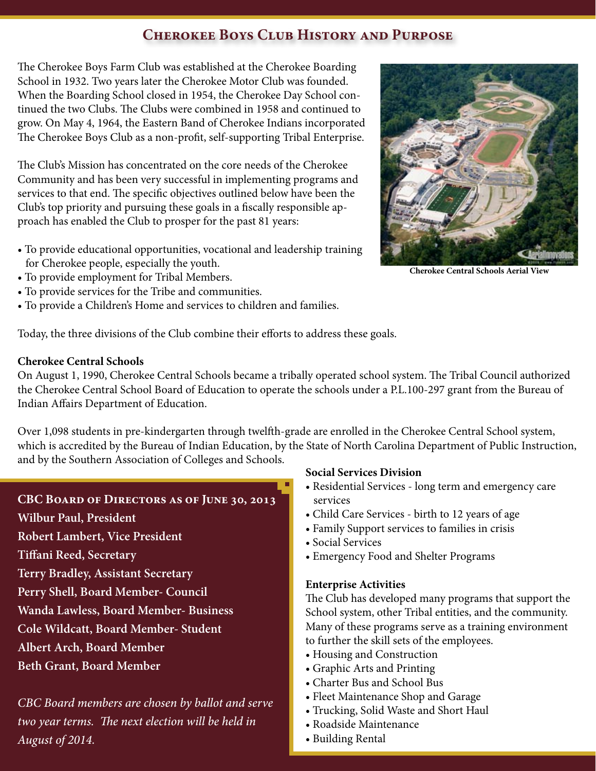# Cherokee Boys Club History and Purpose

The Cherokee Boys Farm Club was established at the Cherokee Boarding School in 1932. Two years later the Cherokee Motor Club was founded. When the Boarding School closed in 1954, the Cherokee Day School continued the two Clubs. The Clubs were combined in 1958 and continued to grow. On May 4, 1964, the Eastern Band of Cherokee Indians incorporated The Cherokee Boys Club as a non-profit, self-supporting Tribal Enterprise.

The Club's Mission has concentrated on the core needs of the Cherokee Community and has been very successful in implementing programs and services to that end. The specific objectives outlined below have been the Club's top priority and pursuing these goals in a fiscally responsible approach has enabled the Club to prosper for the past 81 years:

- To provide educational opportunities, vocational and leadership training for Cherokee people, especially the youth.
- To provide employment for Tribal Members.
- To provide services for the Tribe and communities.
- To provide a Children's Home and services to children and families.

Cherokee Central Schools Aerial View

Today, the three divisions of the Club combine their efforts to address these goals.

**Cherokee Central Schools**

On August 1, 1990, Cherokee Central Schools became a tribally operated school system. The Tribal Council authorized the Cherokee Central School Board of Education to operate the schools under a P.L.100-297 grant from the Bureau of Indian Affairs Department of Education.

Over 1,098 students in pre-kindergarten through twelfth-grade are enrolled in the Cherokee Central School system, which is accredited by the Bureau of Indian Education, by the State of North Carolina Department of Public Instruction, and by the Southern Association of Colleges and Schools.

**Social Services Division**

- Residential Services - long term and emergency care services
- Child Care Services - birth to 12 years of age
- Family Support services to families in crisis
- Social Services
- Emergency Food and Shelter Programs

**Enterprise Activities**

The Club has developed many programs that support the School system, other Tribal entities, and the community. Many of these programs serve as a training environment to further the skill sets of the employees.

- Housing and Construction
- Graphic Arts and Printing
- Charter Bus and School Bus
- Fleet Maintenance Shop and Garage
- Trucking, Solid Waste and Short Haul
- Roadside Maintenance
- Building Rental

## CBC Board of Directors as of June 30, 2013

**Wilbur Paul, President**
**Robert Lambert, Vice President**
**Tiffani Reed, Secretary**
**Terry Bradley, Assistant Secretary**
**Perry Shell, Board Member- Council**
**Wanda Lawless, Board Member- Business**
**Cole Wildcatt, Board Member- Student**
**Albert Arch, Board Member**
**Beth Grant, Board Member**

*CBC Board members are chosen by ballot and serve two year terms. The next election will be held in August of 2014.*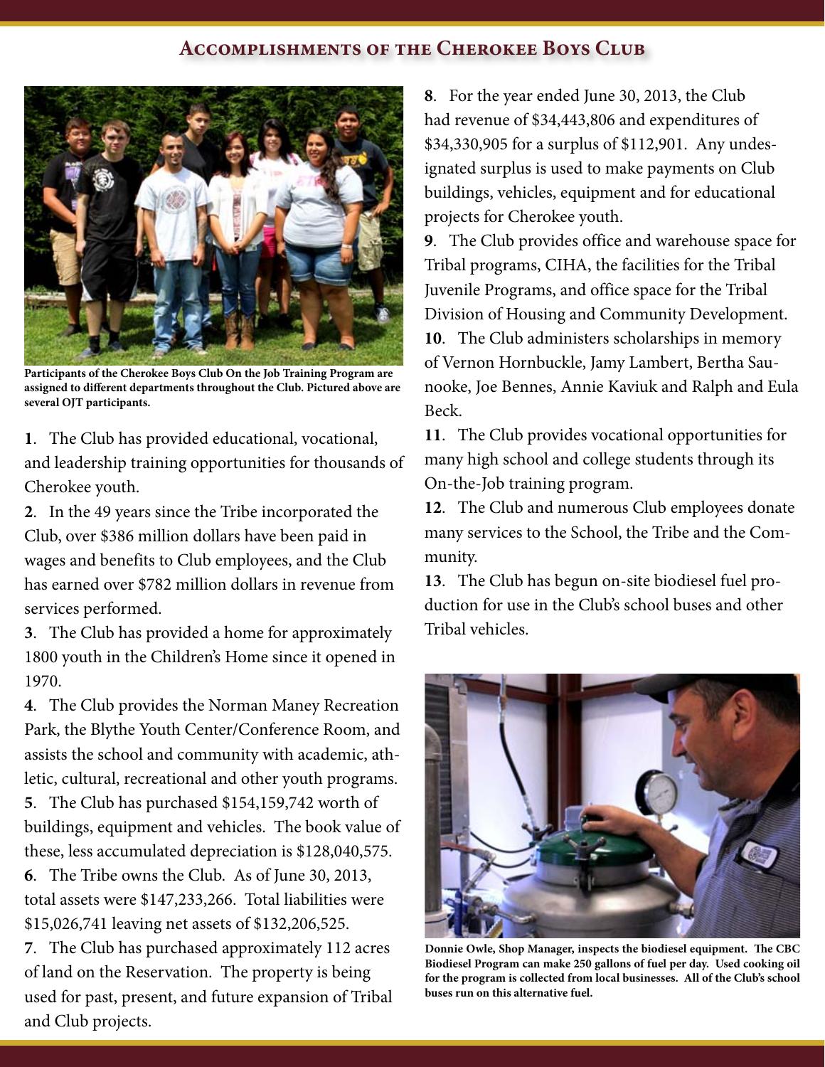## Accomplishments of the Cherokee Boys Club

Participants of the Cherokee Boys Club On the Job Training Program are assigned to different departments throughout the Club. Pictured above are several OJT participants.

**1**. The Club has provided educational, vocational, and leadership training opportunities for thousands of Cherokee youth.

**2**. In the 49 years since the Tribe incorporated the Club, over $386 million dollars have been paid in wages and benefits to Club employees, and the Club has earned over $782 million dollars in revenue from services performed.

**3**. The Club has provided a home for approximately 1800 youth in the Children's Home since it opened in 1970.

**4**. The Club provides the Norman Maney Recreation Park, the Blythe Youth Center/Conference Room, and assists the school and community with academic, athletic, cultural, recreational and other youth programs.

**5**. The Club has purchased $154,159,742 worth of buildings, equipment and vehicles. The book value of these, less accumulated depreciation is $128,040,575.

**6**. The Tribe owns the Club. As of June 30, 2013, total assets were $147,233,266. Total liabilities were $15,026,741 leaving net assets of $132,206,525.

**7**. The Club has purchased approximately 112 acres of land on the Reservation. The property is being used for past, present, and future expansion of Tribal and Club projects.

**8**. For the year ended June 30, 2013, the Club had revenue of $34,443,806 and expenditures of $34,330,905 for a surplus of $112,901. Any undesignated surplus is used to make payments on Club buildings, vehicles, equipment and for educational projects for Cherokee youth.

**9**. The Club provides office and warehouse space for Tribal programs, CIHA, the facilities for the Tribal Juvenile Programs, and office space for the Tribal Division of Housing and Community Development.

**10**. The Club administers scholarships in memory of Vernon Hornbuckle, Jamy Lambert, Bertha Saunooke, Joe Bennes, Annie Kaviuk and Ralph and Eula Beck.

**11**. The Club provides vocational opportunities for many high school and college students through its On-the-Job training program.

**12**. The Club and numerous Club employees donate many services to the School, the Tribe and the Community.

**13**. The Club has begun on-site biodiesel fuel production for use in the Club's school buses and other Tribal vehicles.

Donnie Owle, Shop Manager, inspects the biodiesel equipment. The CBC Biodiesel Program can make 250 gallons of fuel per day. Used cooking oil for the program is collected from local businesses. All of the Club's school buses run on this alternative fuel.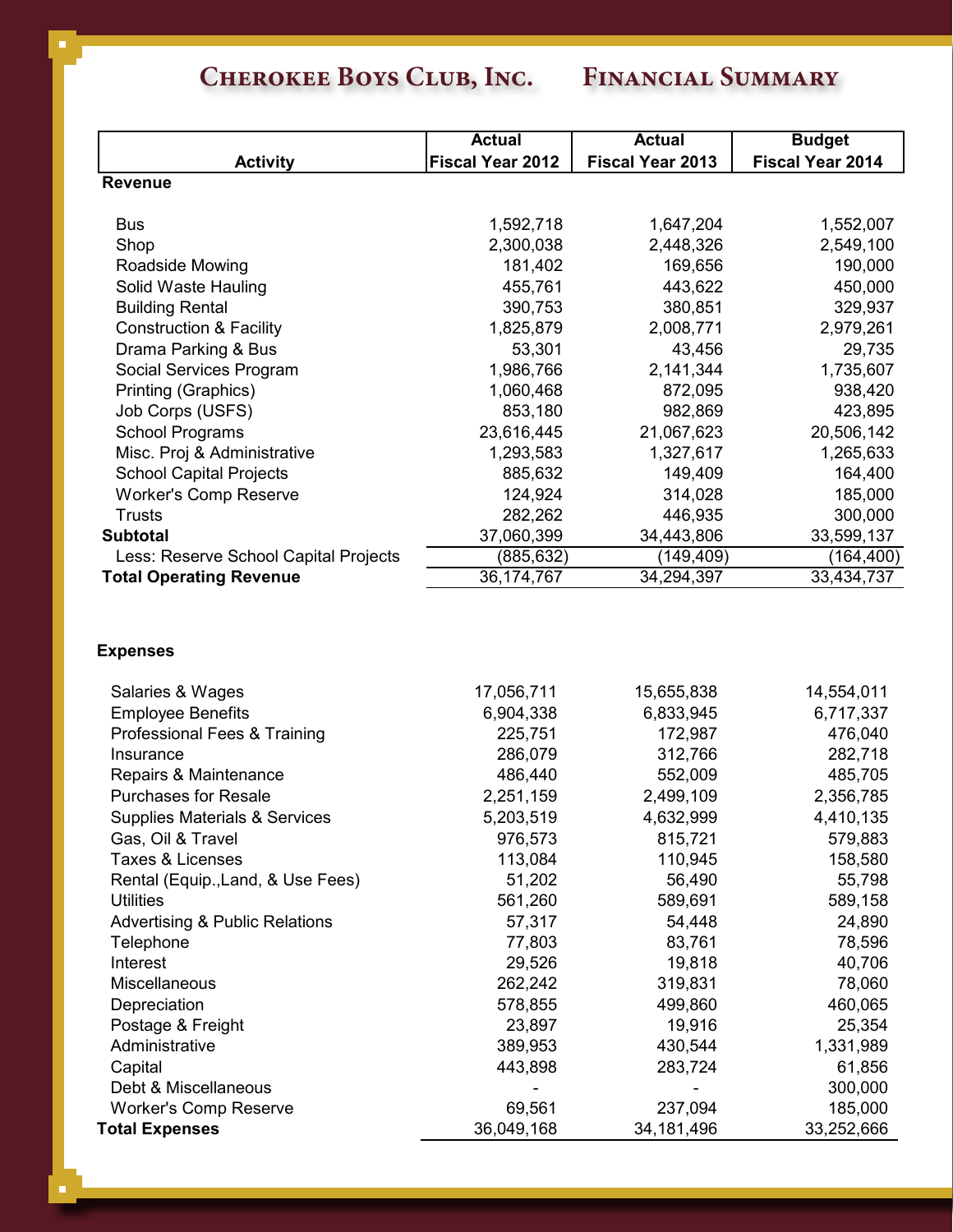# Cherokee Boys Club, Inc. Financial Summary

| Activity | Actual Fiscal Year 2012 | Actual Fiscal Year 2013 | Budget Fiscal Year 2014 |
|---|---|---|---|
| **Revenue** | | | |
| Bus | 1,592,718 | 1,647,204 | 1,552,007 |
| Shop | 2,300,038 | 2,448,326 | 2,549,100 |
| Roadside Mowing | 181,402 | 169,656 | 190,000 |
| Solid Waste Hauling | 455,761 | 443,622 | 450,000 |
| Building Rental | 390,753 | 380,851 | 329,937 |
| Construction & Facility | 1,825,879 | 2,008,771 | 2,979,261 |
| Drama Parking & Bus | 53,301 | 43,456 | 29,735 |
| Social Services Program | 1,986,766 | 2,141,344 | 1,735,607 |
| Printing (Graphics) | 1,060,468 | 872,095 | 938,420 |
| Job Corps (USFS) | 853,180 | 982,869 | 423,895 |
| School Programs | 23,616,445 | 21,067,623 | 20,506,142 |
| Misc. Proj & Administrative | 1,293,583 | 1,327,617 | 1,265,633 |
| School Capital Projects | 885,632 | 149,409 | 164,400 |
| Worker's Comp Reserve | 124,924 | 314,028 | 185,000 |
| Trusts | 282,262 | 446,935 | 300,000 |
| **Subtotal** | 37,060,399 | 34,443,806 | 33,599,137 |
| Less: Reserve School Capital Projects | (885,632) | (149,409) | (164,400) |
| **Total Operating Revenue** | 36,174,767 | 34,294,397 | 33,434,737 |
| **Expenses** | | | |
| Salaries & Wages | 17,056,711 | 15,655,838 | 14,554,011 |
| Employee Benefits | 6,904,338 | 6,833,945 | 6,717,337 |
| Professional Fees & Training | 225,751 | 172,987 | 476,040 |
| Insurance | 286,079 | 312,766 | 282,718 |
| Repairs & Maintenance | 486,440 | 552,009 | 485,705 |
| Purchases for Resale | 2,251,159 | 2,499,109 | 2,356,785 |
| Supplies Materials & Services | 5,203,519 | 4,632,999 | 4,410,135 |
| Gas, Oil & Travel | 976,573 | 815,721 | 579,883 |
| Taxes & Licenses | 113,084 | 110,945 | 158,580 |
| Rental (Equip.,Land, & Use Fees) | 51,202 | 56,490 | 55,798 |
| Utilities | 561,260 | 589,691 | 589,158 |
| Advertising & Public Relations | 57,317 | 54,448 | 24,890 |
| Telephone | 77,803 | 83,761 | 78,596 |
| Interest | 29,526 | 19,818 | 40,706 |
| Miscellaneous | 262,242 | 319,831 | 78,060 |
| Depreciation | 578,855 | 499,860 | 460,065 |
| Postage & Freight | 23,897 | 19,916 | 25,354 |
| Administrative | 389,953 | 430,544 | 1,331,989 |
| Capital | 443,898 | 283,724 | 61,856 |
| Debt & Miscellaneous | - | - | 300,000 |
| Worker's Comp Reserve | 69,561 | 237,094 | 185,000 |
| **Total Expenses** | 36,049,168 | 34,181,496 | 33,252,666 |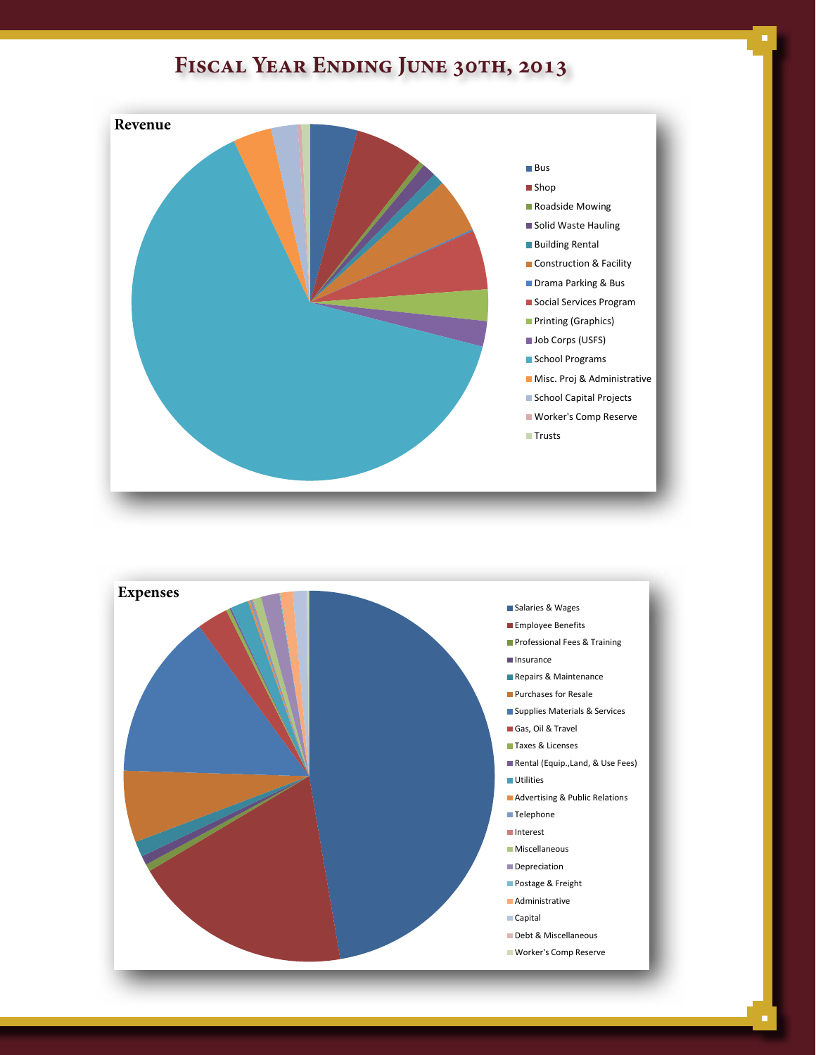# Fiscal Year Ending June 30th, 2013

## Revenue

- Bus
- Shop
- Roadside Mowing
- Solid Waste Hauling
- Building Rental
- Construction & Facility
- Drama Parking & Bus
- Social Services Program
- Printing (Graphics)
- Job Corps (USFS)
- School Programs
- Misc. Proj & Administrative
- School Capital Projects
- Worker's Comp Reserve
- Trusts

## Expenses

- Salaries & Wages
- Employee Benefits
- Professional Fees & Training
- Insurance
- Repairs & Maintenance
- Purchases for Resale
- Supplies Materials & Services
- Gas, Oil & Travel
- Taxes & Licenses
- Rental (Equip.,Land, & Use Fees)
- Utilities
- Advertising & Public Relations
- Telephone
- Interest
- Miscellaneous
- Depreciation
- Postage & Freight
- Administrative
- Capital
- Debt & Miscellaneous
- Worker's Comp Reserve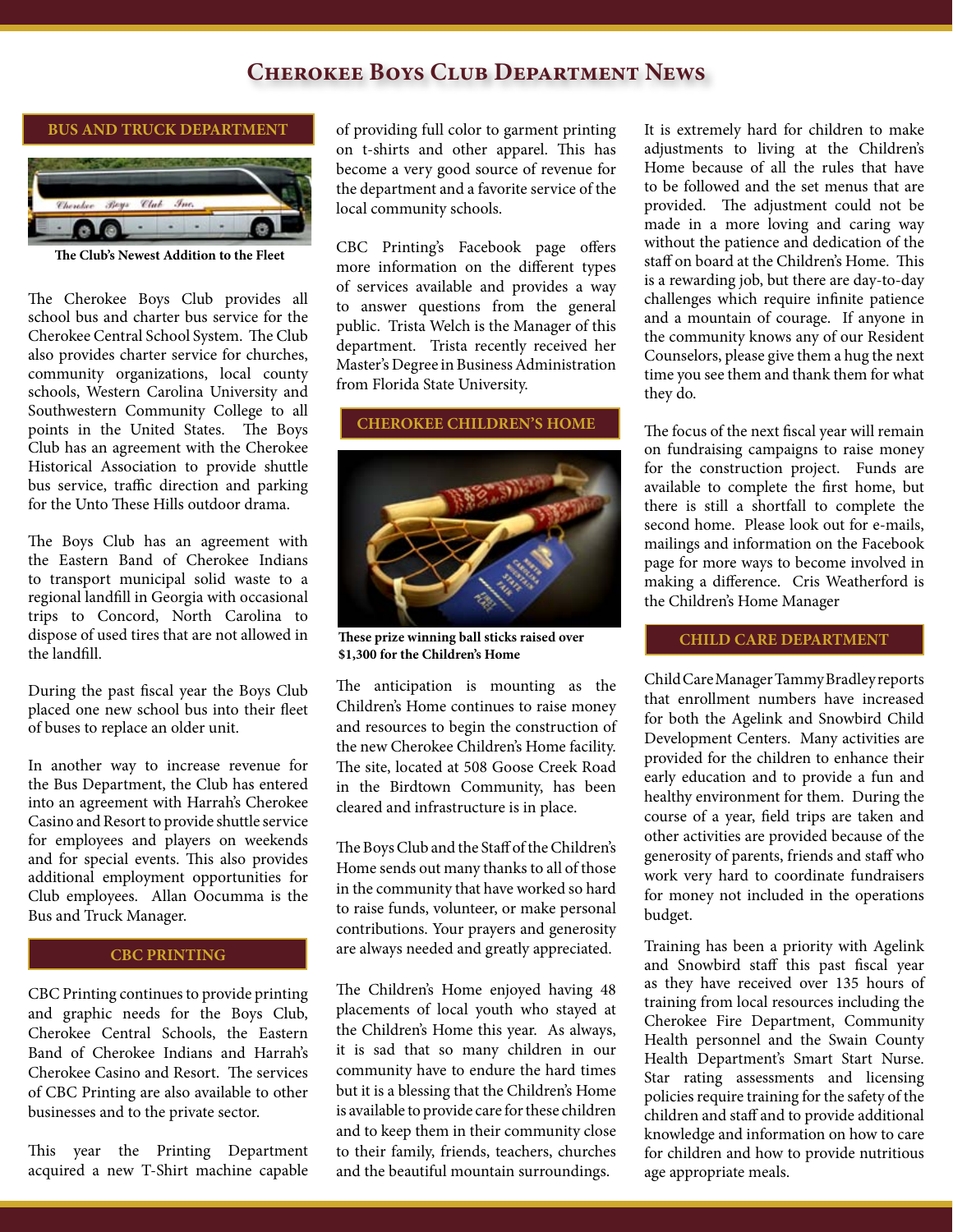# Cherokee Boys Club Department News

## BUS AND TRUCK DEPARTMENT

The Club's Newest Addition to the Fleet

The Cherokee Boys Club provides all school bus and charter bus service for the Cherokee Central School System. The Club also provides charter service for churches, community organizations, local county schools, Western Carolina University and Southwestern Community College to all points in the United States. The Boys Club has an agreement with the Cherokee Historical Association to provide shuttle bus service, traffic direction and parking for the Unto These Hills outdoor drama.

The Boys Club has an agreement with the Eastern Band of Cherokee Indians to transport municipal solid waste to a regional landfill in Georgia with occasional trips to Concord, North Carolina to dispose of used tires that are not allowed in the landfill.

During the past fiscal year the Boys Club placed one new school bus into their fleet of buses to replace an older unit.

In another way to increase revenue for the Bus Department, the Club has entered into an agreement with Harrah's Cherokee Casino and Resort to provide shuttle service for employees and players on weekends and for special events. This also provides additional employment opportunities for Club employees. Allan Oocumma is the Bus and Truck Manager.

## CBC PRINTING

CBC Printing continues to provide printing and graphic needs for the Boys Club, Cherokee Central Schools, the Eastern Band of Cherokee Indians and Harrah's Cherokee Casino and Resort. The services of CBC Printing are also available to other businesses and to the private sector.

This year the Printing Department acquired a new T-Shirt machine capable of providing full color to garment printing on t-shirts and other apparel. This has become a very good source of revenue for the department and a favorite service of the local community schools.

CBC Printing's Facebook page offers more information on the different types of services available and provides a way to answer questions from the general public. Trista Welch is the Manager of this department. Trista recently received her Master's Degree in Business Administration from Florida State University.

## CHEROKEE CHILDREN'S HOME

These prize winning ball sticks raised over $1,300 for the Children's Home

The anticipation is mounting as the Children's Home continues to raise money and resources to begin the construction of the new Cherokee Children's Home facility. The site, located at 508 Goose Creek Road in the Birdtown Community, has been cleared and infrastructure is in place.

The Boys Club and the Staff of the Children's Home sends out many thanks to all of those in the community that have worked so hard to raise funds, volunteer, or make personal contributions. Your prayers and generosity are always needed and greatly appreciated.

The Children's Home enjoyed having 48 placements of local youth who stayed at the Children's Home this year. As always, it is sad that so many children in our community have to endure the hard times but it is a blessing that the Children's Home is available to provide care for these children and to keep them in their community close to their family, friends, teachers, churches and the beautiful mountain surroundings.

It is extremely hard for children to make adjustments to living at the Children's Home because of all the rules that have to be followed and the set menus that are provided. The adjustment could not be made in a more loving and caring way without the patience and dedication of the staff on board at the Children's Home. This is a rewarding job, but there are day-to-day challenges which require infinite patience and a mountain of courage. If anyone in the community knows any of our Resident Counselors, please give them a hug the next time you see them and thank them for what they do.

The focus of the next fiscal year will remain on fundraising campaigns to raise money for the construction project. Funds are available to complete the first home, but there is still a shortfall to complete the second home. Please look out for e-mails, mailings and information on the Facebook page for more ways to become involved in making a difference. Cris Weatherford is the Children's Home Manager

## CHILD CARE DEPARTMENT

Child Care Manager Tammy Bradley reports that enrollment numbers have increased for both the Agelink and Snowbird Child Development Centers. Many activities are provided for the children to enhance their early education and to provide a fun and healthy environment for them. During the course of a year, field trips are taken and other activities are provided because of the generosity of parents, friends and staff who work very hard to coordinate fundraisers for money not included in the operations budget.

Training has been a priority with Agelink and Snowbird staff this past fiscal year as they have received over 135 hours of training from local resources including the Cherokee Fire Department, Community Health personnel and the Swain County Health Department's Smart Start Nurse. Star rating assessments and licensing policies require training for the safety of the children and staff and to provide additional knowledge and information on how to care for children and how to provide nutritious age appropriate meals.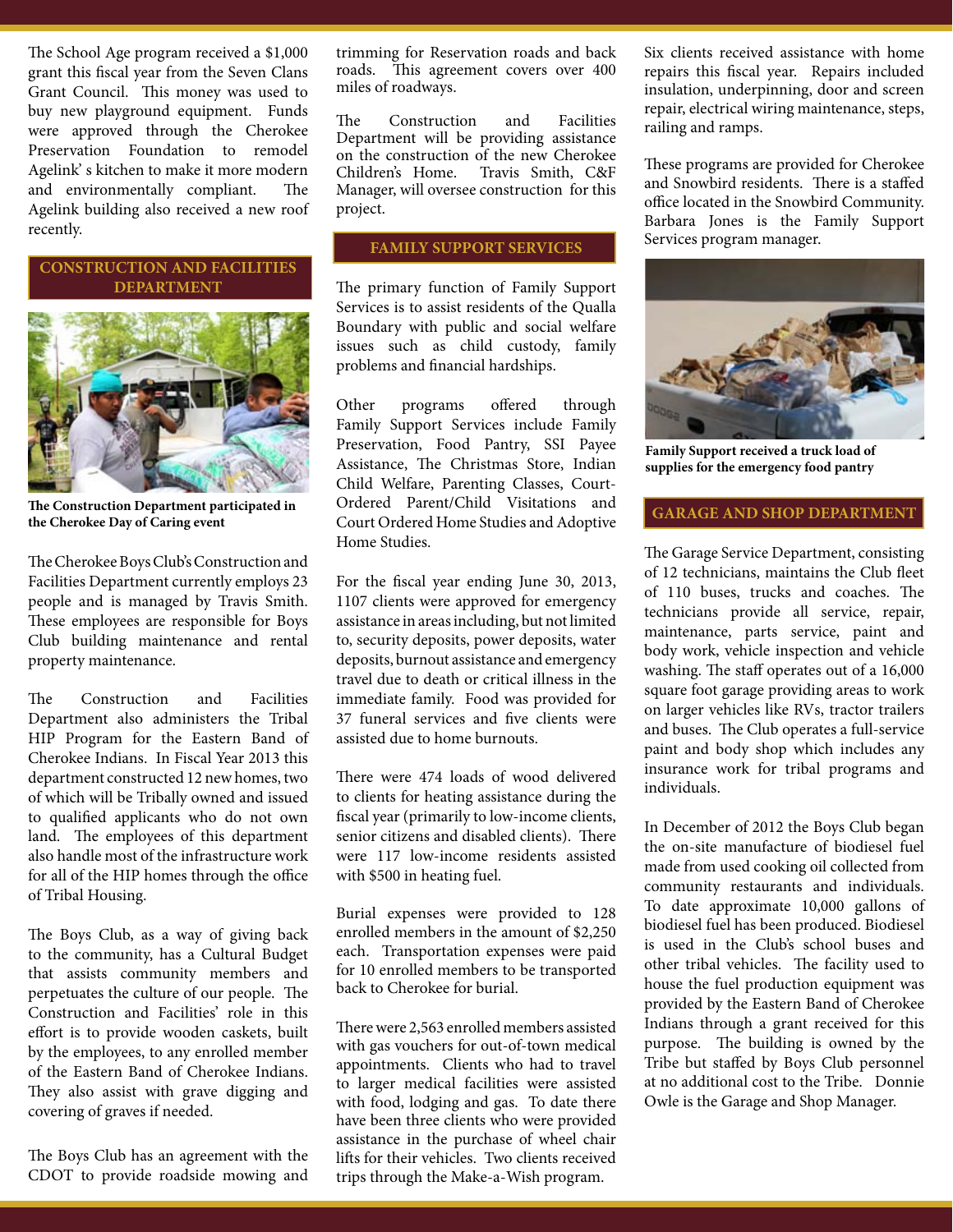The School Age program received a $1,000 grant this fiscal year from the Seven Clans Grant Council. This money was used to buy new playground equipment. Funds were approved through the Cherokee Preservation Foundation to remodel Agelink' s kitchen to make it more modern and environmentally compliant. The Agelink building also received a new roof recently.

## CONSTRUCTION AND FACILITIES DEPARTMENT

**The Construction Department participated in the Cherokee Day of Caring event**

The Cherokee Boys Club's Construction and Facilities Department currently employs 23 people and is managed by Travis Smith. These employees are responsible for Boys Club building maintenance and rental property maintenance.

The Construction and Facilities Department also administers the Tribal HIP Program for the Eastern Band of Cherokee Indians. In Fiscal Year 2013 this department constructed 12 new homes, two of which will be Tribally owned and issued to qualified applicants who do not own land. The employees of this department also handle most of the infrastructure work for all of the HIP homes through the office of Tribal Housing.

The Boys Club, as a way of giving back to the community, has a Cultural Budget that assists community members and perpetuates the culture of our people. The Construction and Facilities' role in this effort is to provide wooden caskets, built by the employees, to any enrolled member of the Eastern Band of Cherokee Indians. They also assist with grave digging and covering of graves if needed.

The Boys Club has an agreement with the CDOT to provide roadside mowing and trimming for Reservation roads and back roads. This agreement covers over 400 miles of roadways.

The Construction and Facilities Department will be providing assistance on the construction of the new Cherokee Children's Home. Travis Smith, C&F Manager, will oversee construction for this project.

## FAMILY SUPPORT SERVICES

The primary function of Family Support Services is to assist residents of the Qualla Boundary with public and social welfare issues such as child custody, family problems and financial hardships.

Other programs offered through Family Support Services include Family Preservation, Food Pantry, SSI Payee Assistance, The Christmas Store, Indian Child Welfare, Parenting Classes, Court-Ordered Parent/Child Visitations and Court Ordered Home Studies and Adoptive Home Studies.

For the fiscal year ending June 30, 2013, 1107 clients were approved for emergency assistance in areas including, but not limited to, security deposits, power deposits, water deposits, burnout assistance and emergency travel due to death or critical illness in the immediate family. Food was provided for 37 funeral services and five clients were assisted due to home burnouts.

There were 474 loads of wood delivered to clients for heating assistance during the fiscal year (primarily to low-income clients, senior citizens and disabled clients). There were 117 low-income residents assisted with $500 in heating fuel.

Burial expenses were provided to 128 enrolled members in the amount of $2,250 each. Transportation expenses were paid for 10 enrolled members to be transported back to Cherokee for burial.

There were 2,563 enrolled members assisted with gas vouchers for out-of-town medical appointments. Clients who had to travel to larger medical facilities were assisted with food, lodging and gas. To date there have been three clients who were provided assistance in the purchase of wheel chair lifts for their vehicles. Two clients received trips through the Make-a-Wish program.

Six clients received assistance with home repairs this fiscal year. Repairs included insulation, underpinning, door and screen repair, electrical wiring maintenance, steps, railing and ramps.

These programs are provided for Cherokee and Snowbird residents. There is a staffed office located in the Snowbird Community. Barbara Jones is the Family Support Services program manager.

**Family Support received a truck load of supplies for the emergency food pantry**

## GARAGE AND SHOP DEPARTMENT

The Garage Service Department, consisting of 12 technicians, maintains the Club fleet of 110 buses, trucks and coaches. The technicians provide all service, repair, maintenance, parts service, paint and body work, vehicle inspection and vehicle washing. The staff operates out of a 16,000 square foot garage providing areas to work on larger vehicles like RVs, tractor trailers and buses. The Club operates a full-service paint and body shop which includes any insurance work for tribal programs and individuals.

In December of 2012 the Boys Club began the on-site manufacture of biodiesel fuel made from used cooking oil collected from community restaurants and individuals. To date approximate 10,000 gallons of biodiesel fuel has been produced. Biodiesel is used in the Club's school buses and other tribal vehicles. The facility used to house the fuel production equipment was provided by the Eastern Band of Cherokee Indians through a grant received for this purpose. The building is owned by the Tribe but staffed by Boys Club personnel at no additional cost to the Tribe. Donnie Owle is the Garage and Shop Manager.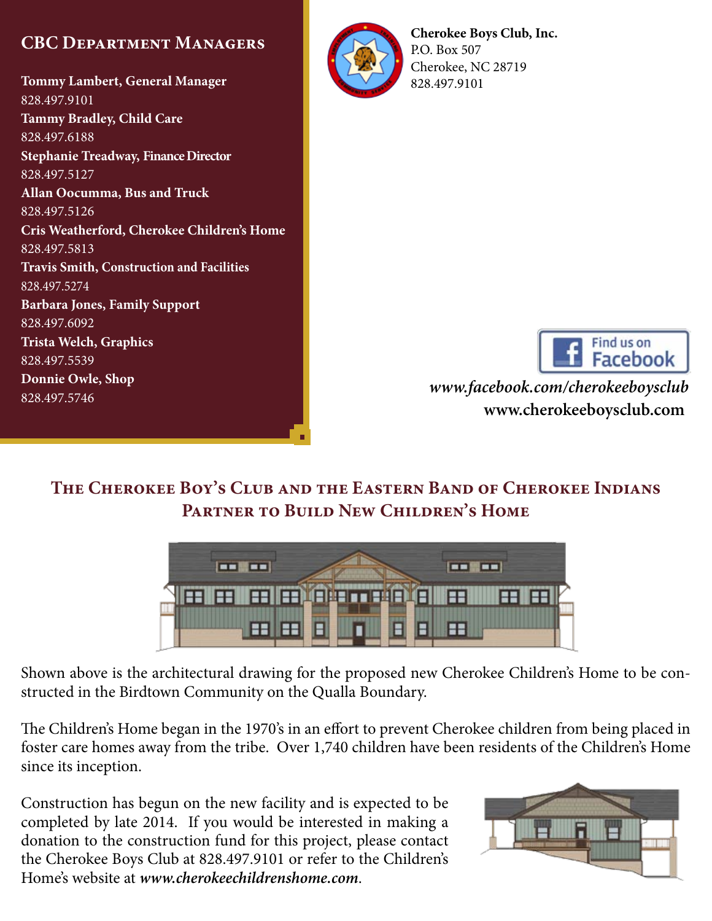## CBC Department Managers

**Tommy Lambert, General Manager**
828.497.9101
**Tammy Bradley, Child Care**
828.497.6188
**Stephanie Treadway, Finance Director**
828.497.5127
**Allan Oocumma, Bus and Truck**
828.497.5126
**Cris Weatherford, Cherokee Children's Home**
828.497.5813
**Travis Smith, Construction and Facilities**
828.497.5274
**Barbara Jones, Family Support**
828.497.6092
**Trista Welch, Graphics**
828.497.5539
**Donnie Owle, Shop**
828.497.5746

**Cherokee Boys Club, Inc.**
P.O. Box 507
Cherokee, NC 28719
828.497.9101

Find us on Facebook

***www.facebook.com/cherokeeboysclub***
**www.cherokeeboysclub.com**

## The Cherokee Boy's Club and the Eastern Band of Cherokee Indians Partner to Build New Children's Home

Shown above is the architectural drawing for the proposed new Cherokee Children's Home to be constructed in the Birdtown Community on the Qualla Boundary.

The Children's Home began in the 1970's in an effort to prevent Cherokee children from being placed in foster care homes away from the tribe. Over 1,740 children have been residents of the Children's Home since its inception.

Construction has begun on the new facility and is expected to be completed by late 2014. If you would be interested in making a donation to the construction fund for this project, please contact the Cherokee Boys Club at 828.497.9101 or refer to the Children's Home's website at ***www.cherokeechildrenshome.com***.